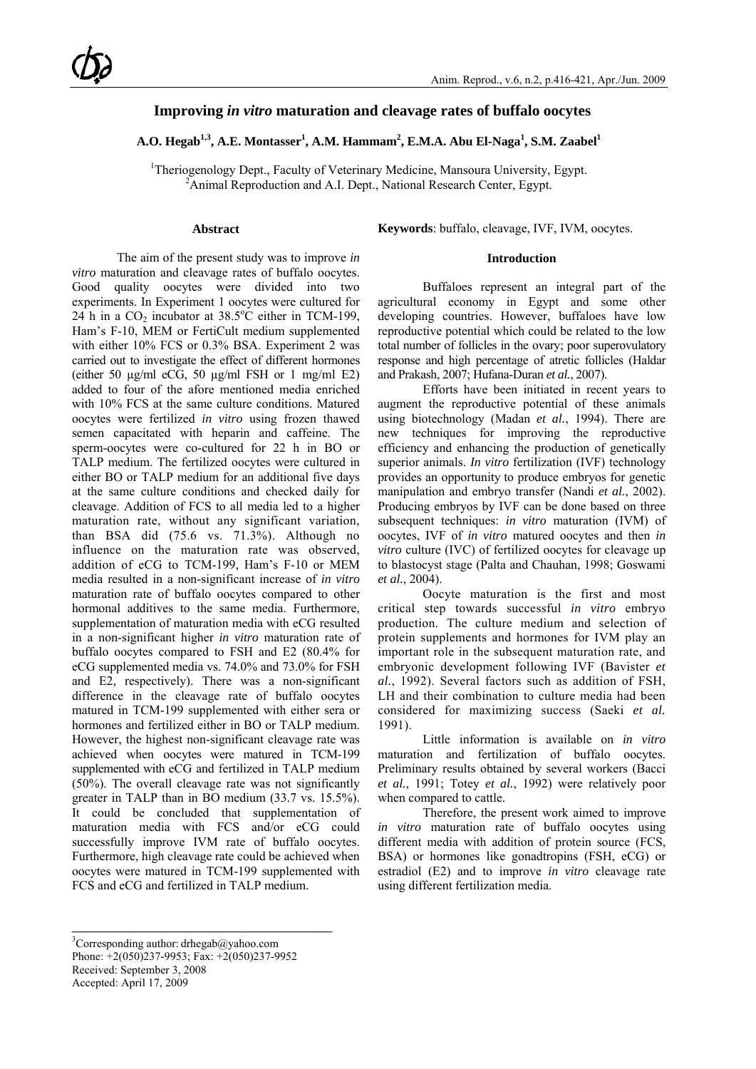# Improving *in vitro* maturation and cleavage rates of buffalo oocytes

**A.O. Hegab[1,3], A.E. Montasser[1], A.M. Hammam[2], E.M.A. Abu El-Naga[1], S.M. Zaabel[1]**

[1]Theriogenology Dept., Faculty of Veterinary Medicine, Mansoura University, Egypt.
[2]Animal Reproduction and A.I. Dept., National Research Center, Egypt.

## Abstract

The aim of the present study was to improve *in vitro* maturation and cleavage rates of buffalo oocytes. Good quality oocytes were divided into two experiments. In Experiment 1 oocytes were cultured for 24 h in a $CO_2$ incubator at 38.5°C either in TCM-199, Ham's F-10, MEM or FertiCult medium supplemented with either 10% FCS or 0.3% BSA. Experiment 2 was carried out to investigate the effect of different hormones (either 50 µg/ml eCG, 50 µg/ml FSH or 1 mg/ml E2) added to four of the afore mentioned media enriched with 10% FCS at the same culture conditions. Matured oocytes were fertilized *in vitro* using frozen thawed semen capacitated with heparin and caffeine. The sperm-oocytes were co-cultured for 22 h in BO or TALP medium. The fertilized oocytes were cultured in either BO or TALP medium for an additional five days at the same culture conditions and checked daily for cleavage. Addition of FCS to all media led to a higher maturation rate, without any significant variation, than BSA did (75.6 vs. 71.3%). Although no influence on the maturation rate was observed, addition of eCG to TCM-199, Ham's F-10 or MEM media resulted in a non-significant increase of *in vitro* maturation rate of buffalo oocytes compared to other hormonal additives to the same media. Furthermore, supplementation of maturation media with eCG resulted in a non-significant higher *in vitro* maturation rate of buffalo oocytes compared to FSH and E2 (80.4% for eCG supplemented media vs. 74.0% and 73.0% for FSH and E2, respectively). There was a non-significant difference in the cleavage rate of buffalo oocytes matured in TCM-199 supplemented with either sera or hormones and fertilized either in BO or TALP medium. However, the highest non-significant cleavage rate was achieved when oocytes were matured in TCM-199 supplemented with eCG and fertilized in TALP medium (50%). The overall cleavage rate was not significantly greater in TALP than in BO medium (33.7 vs. 15.5%). It could be concluded that supplementation of maturation media with FCS and/or eCG could successfully improve IVM rate of buffalo oocytes. Furthermore, high cleavage rate could be achieved when oocytes were matured in TCM-199 supplemented with FCS and eCG and fertilized in TALP medium.

**Keywords**: buffalo, cleavage, IVF, IVM, oocytes.

## Introduction

Buffaloes represent an integral part of the agricultural economy in Egypt and some other developing countries. However, buffaloes have low reproductive potential which could be related to the low total number of follicles in the ovary; poor superovulatory response and high percentage of atretic follicles (Haldar and Prakash, 2007; Hufana-Duran *et al.*, 2007).

Efforts have been initiated in recent years to augment the reproductive potential of these animals using biotechnology (Madan *et al.*, 1994). There are new techniques for improving the reproductive efficiency and enhancing the production of genetically superior animals. *In vitro* fertilization (IVF) technology provides an opportunity to produce embryos for genetic manipulation and embryo transfer (Nandi *et al.*, 2002). Producing embryos by IVF can be done based on three subsequent techniques: *in vitro* maturation (IVM) of oocytes, IVF of *in vitro* matured oocytes and then *in vitro* culture (IVC) of fertilized oocytes for cleavage up to blastocyst stage (Palta and Chauhan, 1998; Goswami *et al.*, 2004).

Oocyte maturation is the first and most critical step towards successful *in vitro* embryo production. The culture medium and selection of protein supplements and hormones for IVM play an important role in the subsequent maturation rate, and embryonic development following IVF (Bavister *et al.*, 1992). Several factors such as addition of FSH, LH and their combination to culture media had been considered for maximizing success (Saeki *et al.* 1991).

Little information is available on *in vitro* maturation and fertilization of buffalo oocytes. Preliminary results obtained by several workers (Bacci *et al.*, 1991; Totey *et al.*, 1992) were relatively poor when compared to cattle.

Therefore, the present work aimed to improve *in vitro* maturation rate of buffalo oocytes using different media with addition of protein source (FCS, BSA) or hormones like gonadtropins (FSH, eCG) or estradiol (E2) and to improve *in vitro* cleavage rate using different fertilization media.

---

[3]Corresponding author: drhegab@yahoo.com
Phone: +2(050)237-9953; Fax: +2(050)237-9952
Received: September 3, 2008
Accepted: April 17, 2009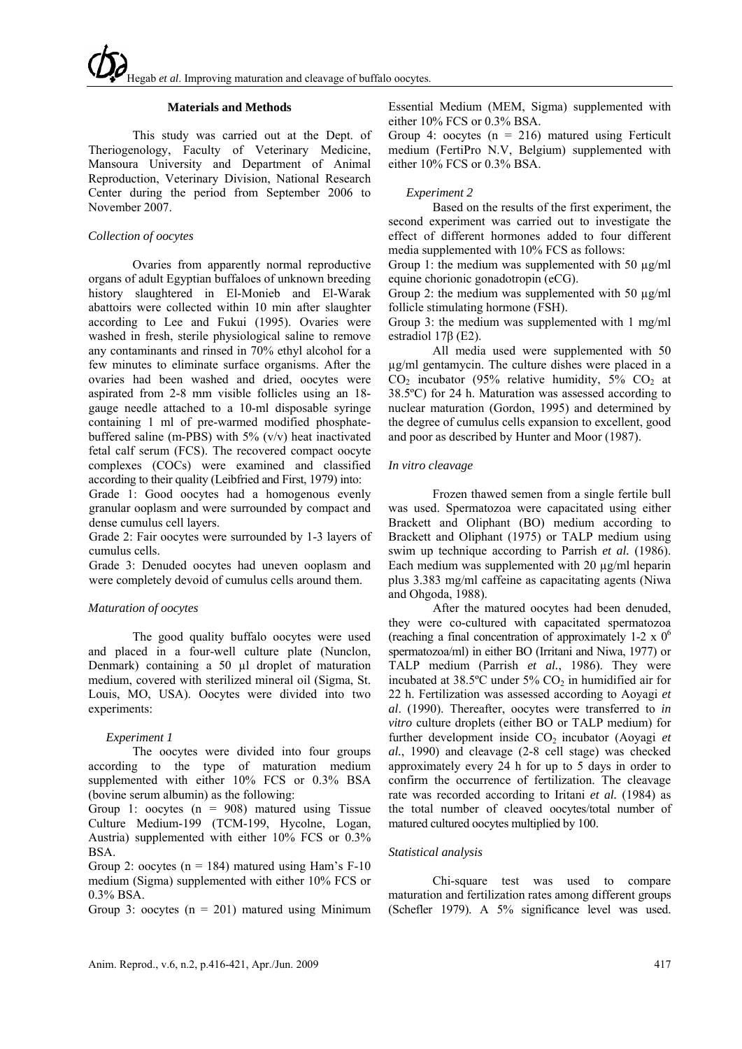## Materials and Methods

This study was carried out at the Dept. of Theriogenology, Faculty of Veterinary Medicine, Mansoura University and Department of Animal Reproduction, Veterinary Division, National Research Center during the period from September 2006 to November 2007.

### *Collection of oocytes*

Ovaries from apparently normal reproductive organs of adult Egyptian buffaloes of unknown breeding history slaughtered in El-Monieb and El-Warak abattoirs were collected within 10 min after slaughter according to Lee and Fukui (1995). Ovaries were washed in fresh, sterile physiological saline to remove any contaminants and rinsed in 70% ethyl alcohol for a few minutes to eliminate surface organisms. After the ovaries had been washed and dried, oocytes were aspirated from 2-8 mm visible follicles using an 18-gauge needle attached to a 10-ml disposable syringe containing 1 ml of pre-warmed modified phosphate-buffered saline (m-PBS) with 5% (v/v) heat inactivated fetal calf serum (FCS). The recovered compact oocyte complexes (COCs) were examined and classified according to their quality (Leibfried and First, 1979) into:

Grade 1: Good oocytes had a homogenous evenly granular ooplasm and were surrounded by compact and dense cumulus cell layers.

Grade 2: Fair oocytes were surrounded by 1-3 layers of cumulus cells.

Grade 3: Denuded oocytes had uneven ooplasm and were completely devoid of cumulus cells around them.

### *Maturation of oocytes*

The good quality buffalo oocytes were used and placed in a four-well culture plate (Nunclon, Denmark) containing a 50 µl droplet of maturation medium, covered with sterilized mineral oil (Sigma, St. Louis, MO, USA). Oocytes were divided into two experiments:

#### *Experiment 1*

The oocytes were divided into four groups according to the type of maturation medium supplemented with either 10% FCS or 0.3% BSA (bovine serum albumin) as the following:

Group 1: oocytes (n = 908) matured using Tissue Culture Medium-199 (TCM-199, Hycolne, Logan, Austria) supplemented with either 10% FCS or 0.3% BSA.

Group 2: oocytes (n = 184) matured using Ham's F-10 medium (Sigma) supplemented with either 10% FCS or 0.3% BSA.

Group 3: oocytes (n = 201) matured using Minimum Essential Medium (MEM, Sigma) supplemented with either 10% FCS or 0.3% BSA.

Group 4: oocytes (n = 216) matured using Ferticult medium (FertiPro N.V, Belgium) supplemented with either 10% FCS or 0.3% BSA.

#### *Experiment 2*

Based on the results of the first experiment, the second experiment was carried out to investigate the effect of different hormones added to four different media supplemented with 10% FCS as follows:

Group 1: the medium was supplemented with 50 µg/ml equine chorionic gonadotropin (eCG).

Group 2: the medium was supplemented with 50 µg/ml follicle stimulating hormone (FSH).

Group 3: the medium was supplemented with 1 mg/ml estradiol 17β (E2).

All media used were supplemented with 50 µg/ml gentamycin. The culture dishes were placed in a $CO_2$ incubator (95% relative humidity, 5% $CO_2$ at 38.5ºC) for 24 h. Maturation was assessed according to nuclear maturation (Gordon, 1995) and determined by the degree of cumulus cells expansion to excellent, good and poor as described by Hunter and Moor (1987).

### *In vitro cleavage*

Frozen thawed semen from a single fertile bull was used. Spermatozoa were capacitated using either Brackett and Oliphant (BO) medium according to Brackett and Oliphant (1975) or TALP medium using swim up technique according to Parrish *et al.* (1986). Each medium was supplemented with 20 µg/ml heparin plus 3.383 mg/ml caffeine as capacitating agents (Niwa and Ohgoda, 1988).

After the matured oocytes had been denuded, they were co-cultured with capacitated spermatozoa (reaching a final concentration of approximately 1-2 x $0^6$ spermatozoa/ml) in either BO (Irritani and Niwa, 1977) or TALP medium (Parrish *et al.*, 1986). They were incubated at 38.5ºC under 5% $CO_2$ in humidified air for 22 h. Fertilization was assessed according to Aoyagi *et al*. (1990). Thereafter, oocytes were transferred to *in vitro* culture droplets (either BO or TALP medium) for further development inside $CO_2$ incubator (Aoyagi *et al.*, 1990) and cleavage (2-8 cell stage) was checked approximately every 24 h for up to 5 days in order to confirm the occurrence of fertilization. The cleavage rate was recorded according to Iritani *et al.* (1984) as the total number of cleaved oocytes/total number of matured cultured oocytes multiplied by 100.

### *Statistical analysis*

Chi-square test was used to compare maturation and fertilization rates among different groups (Schefler 1979). A 5% significance level was used.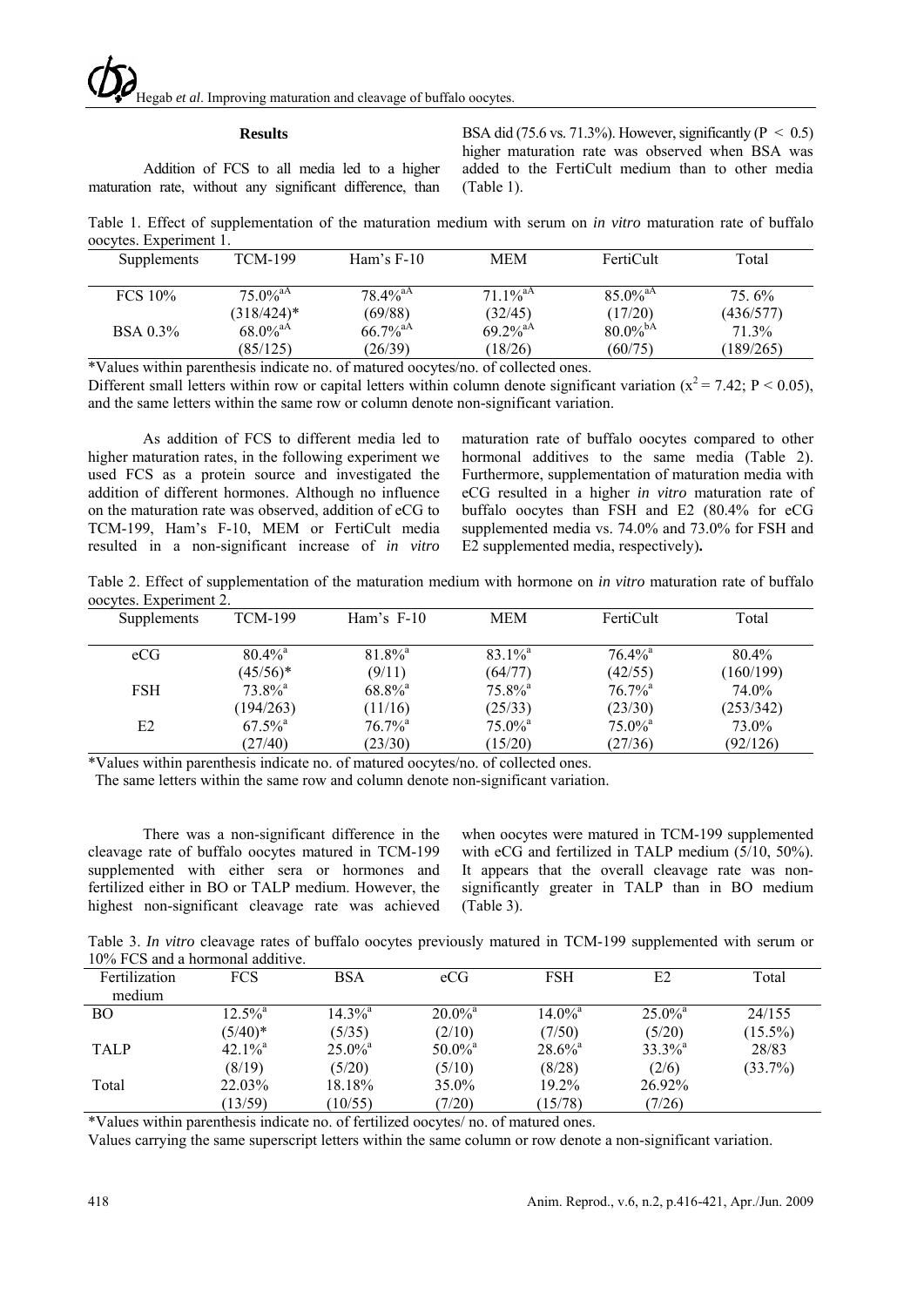## Results

Addition of FCS to all media led to a higher maturation rate, without any significant difference, than BSA did (75.6 vs. 71.3%). However, significantly ($P < 0.5$) higher maturation rate was observed when BSA was added to the FertiCult medium than to other media (Table 1).

Table 1. Effect of supplementation of the maturation medium with serum on *in vitro* maturation rate of buffalo oocytes. Experiment 1.

| Supplements | TCM-199 | Ham's F-10 | MEM | FertiCult | Total |
|---|---|---|---|---|---|
| FCS 10% | 75.0%[aA] | 78.4%[aA] | 71.1%[aA] | 85.0%[aA] | 75. 6% |
| | (318/424)* | (69/88) | (32/45) | (17/20) | (436/577) |
| BSA 0.3% | 68.0%[aA] | 66.7%[aA] | 69.2%[aA] | 80.0%[bA] | 71.3% |
| | (85/125) | (26/39) | (18/26) | (60/75) | (189/265) |

*Values within parenthesis indicate no. of matured oocytes/no. of collected ones.
Different small letters within row or capital letters within column denote significant variation ($x^2 = 7.42$; $P < 0.05$), and the same letters within the same row or column denote non-significant variation.

As addition of FCS to different media led to higher maturation rates, in the following experiment we used FCS as a protein source and investigated the addition of different hormones. Although no influence on the maturation rate was observed, addition of eCG to TCM-199, Ham's F-10, MEM or FertiCult media resulted in a non-significant increase of *in vitro* maturation rate of buffalo oocytes compared to other hormonal additives to the same media (Table 2). Furthermore, supplementation of maturation media with eCG resulted in a higher *in vitro* maturation rate of buffalo oocytes than FSH and E2 (80.4% for eCG supplemented media vs. 74.0% and 73.0% for FSH and E2 supplemented media, respectively)**.**

Table 2. Effect of supplementation of the maturation medium with hormone on *in vitro* maturation rate of buffalo oocytes. Experiment 2.

| Supplements | TCM-199 | Ham's F-10 | MEM | FertiCult | Total |
|---|---|---|---|---|---|
| eCG | 80.4%[a] | 81.8%[a] | 83.1%[a] | 76.4%[a] | 80.4% |
| | (45/56)* | (9/11) | (64/77) | (42/55) | (160/199) |
| FSH | 73.8%[a] | 68.8%[a] | 75.8%[a] | 76.7%[a] | 74.0% |
| | (194/263) | (11/16) | (25/33) | (23/30) | (253/342) |
| E2 | 67.5%[a] | 76.7%[a] | 75.0%[a] | 75.0%[a] | 73.0% |
| | (27/40) | (23/30) | (15/20) | (27/36) | (92/126) |

*Values within parenthesis indicate no. of matured oocytes/no. of collected ones.
The same letters within the same row and column denote non-significant variation.

There was a non-significant difference in the cleavage rate of buffalo oocytes matured in TCM-199 supplemented with either sera or hormones and fertilized either in BO or TALP medium. However, the highest non-significant cleavage rate was achieved when oocytes were matured in TCM-199 supplemented with eCG and fertilized in TALP medium (5/10, 50%). It appears that the overall cleavage rate was non-significantly greater in TALP than in BO medium (Table 3).

Table 3. *In vitro* cleavage rates of buffalo oocytes previously matured in TCM-199 supplemented with serum or 10% FCS and a hormonal additive.

| Fertilization medium | FCS | BSA | eCG | FSH | E2 | Total |
|---|---|---|---|---|---|---|
| BO | 12.5%[a] | 14.3%[a] | 20.0%[a] | 14.0%[a] | 25.0%[a] | 24/155 |
| | (5/40)* | (5/35) | (2/10) | (7/50) | (5/20) | (15.5%) |
| TALP | 42.1%[a] | 25.0%[a] | 50.0%[a] | 28.6%[a] | 33.3%[a] | 28/83 |
| | (8/19) | (5/20) | (5/10) | (8/28) | (2/6) | (33.7%) |
| Total | 22.03% | 18.18% | 35.0% | 19.2% | 26.92% | |
| | (13/59) | (10/55) | (7/20) | (15/78) | (7/26) | |

*Values within parenthesis indicate no. of fertilized oocytes/ no. of matured ones.
Values carrying the same superscript letters within the same column or row denote a non-significant variation.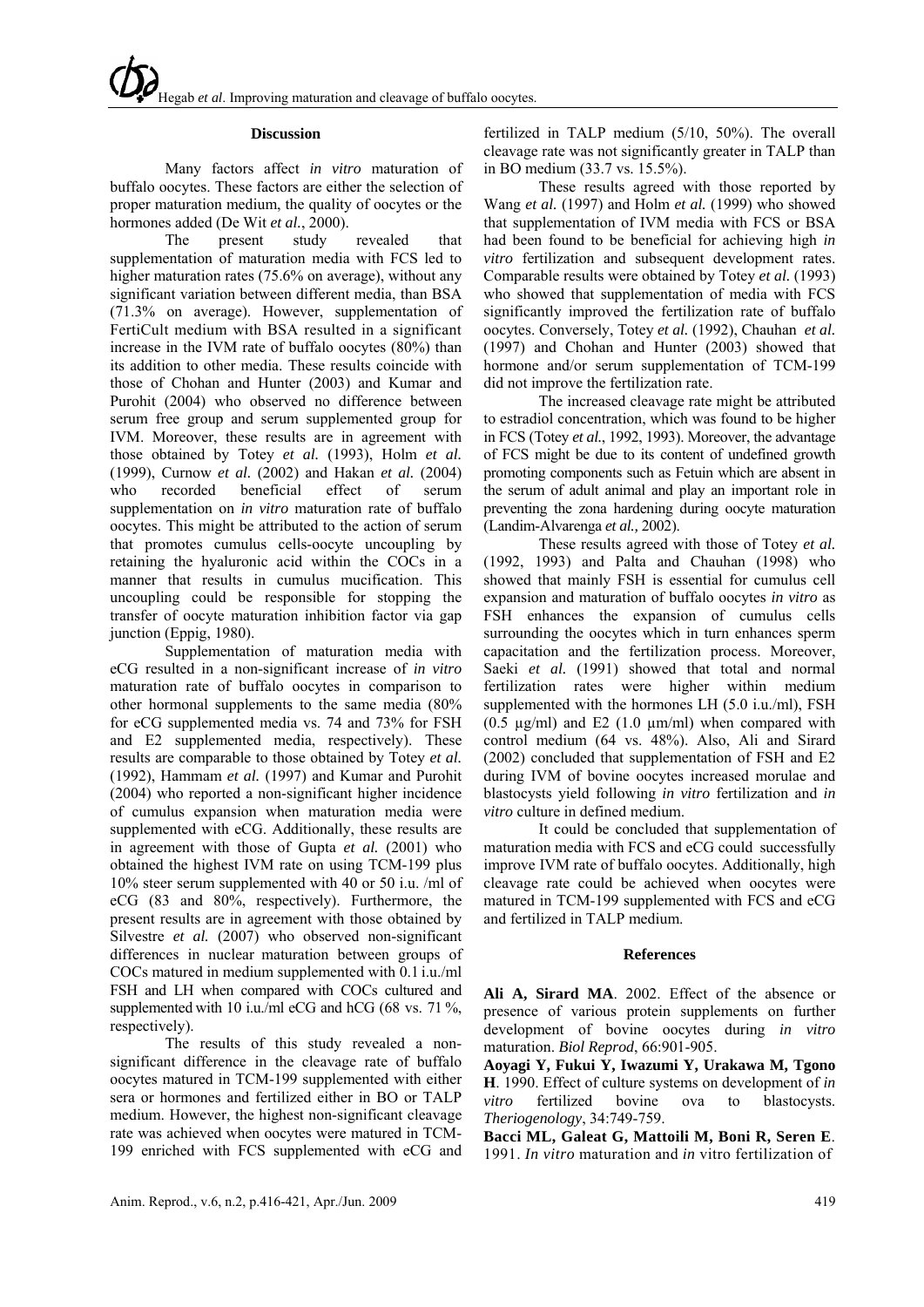## Discussion

Many factors affect *in vitro* maturation of buffalo oocytes. These factors are either the selection of proper maturation medium, the quality of oocytes or the hormones added (De Wit *et al.*, 2000).

The present study revealed that supplementation of maturation media with FCS led to higher maturation rates (75.6% on average), without any significant variation between different media, than BSA (71.3% on average). However, supplementation of FertiCult medium with BSA resulted in a significant increase in the IVM rate of buffalo oocytes (80%) than its addition to other media. These results coincide with those of Chohan and Hunter (2003) and Kumar and Purohit (2004) who observed no difference between serum free group and serum supplemented group for IVM. Moreover, these results are in agreement with those obtained by Totey *et al.* (1993), Holm *et al.* (1999), Curnow *et al.* (2002) and Hakan *et al.* (2004) who recorded beneficial effect of serum supplementation on *in vitro* maturation rate of buffalo oocytes. This might be attributed to the action of serum that promotes cumulus cells-oocyte uncoupling by retaining the hyaluronic acid within the COCs in a manner that results in cumulus mucification. This uncoupling could be responsible for stopping the transfer of oocyte maturation inhibition factor via gap junction (Eppig, 1980).

Supplementation of maturation media with eCG resulted in a non-significant increase of *in vitro* maturation rate of buffalo oocytes in comparison to other hormonal supplements to the same media (80% for eCG supplemented media vs. 74 and 73% for FSH and E2 supplemented media, respectively). These results are comparable to those obtained by Totey *et al.* (1992), Hammam *et al.* (1997) and Kumar and Purohit (2004) who reported a non-significant higher incidence of cumulus expansion when maturation media were supplemented with eCG. Additionally, these results are in agreement with those of Gupta *et al.* (2001) who obtained the highest IVM rate on using TCM-199 plus 10% steer serum supplemented with 40 or 50 i.u. /ml of eCG (83 and 80%, respectively). Furthermore, the present results are in agreement with those obtained by Silvestre *et al.* (2007) who observed non-significant differences in nuclear maturation between groups of COCs matured in medium supplemented with 0.1 i.u./ml FSH and LH when compared with COCs cultured and supplemented with 10 i.u./ml eCG and hCG (68 vs. 71 %, respectively).

The results of this study revealed a non-significant difference in the cleavage rate of buffalo oocytes matured in TCM-199 supplemented with either sera or hormones and fertilized either in BO or TALP medium. However, the highest non-significant cleavage rate was achieved when oocytes were matured in TCM-199 enriched with FCS supplemented with eCG and fertilized in TALP medium (5/10, 50%). The overall cleavage rate was not significantly greater in TALP than in BO medium (33.7 vs. 15.5%).

These results agreed with those reported by Wang *et al.* (1997) and Holm *et al.* (1999) who showed that supplementation of IVM media with FCS or BSA had been found to be beneficial for achieving high *in vitro* fertilization and subsequent development rates. Comparable results were obtained by Totey *et al.* (1993) who showed that supplementation of media with FCS significantly improved the fertilization rate of buffalo oocytes. Conversely, Totey *et al.* (1992), Chauhan *et al.* (1997) and Chohan and Hunter (2003) showed that hormone and/or serum supplementation of TCM-199 did not improve the fertilization rate.

The increased cleavage rate might be attributed to estradiol concentration, which was found to be higher in FCS (Totey *et al.*, 1992, 1993). Moreover, the advantage of FCS might be due to its content of undefined growth promoting components such as Fetuin which are absent in the serum of adult animal and play an important role in preventing the zona hardening during oocyte maturation (Landim-Alvarenga *et al.,* 2002).

These results agreed with those of Totey *et al.* (1992, 1993) and Palta and Chauhan (1998) who showed that mainly FSH is essential for cumulus cell expansion and maturation of buffalo oocytes *in vitro* as FSH enhances the expansion of cumulus cells surrounding the oocytes which in turn enhances sperm capacitation and the fertilization process. Moreover, Saeki *et al.* (1991) showed that total and normal fertilization rates were higher within medium supplemented with the hormones LH (5.0 i.u./ml), FSH (0.5 µg/ml) and E2 (1.0 µm/ml) when compared with control medium (64 vs. 48%). Also, Ali and Sirard (2002) concluded that supplementation of FSH and E2 during IVM of bovine oocytes increased morulae and blastocysts yield following *in vitro* fertilization and *in vitro* culture in defined medium.

It could be concluded that supplementation of maturation media with FCS and eCG could successfully improve IVM rate of buffalo oocytes. Additionally, high cleavage rate could be achieved when oocytes were matured in TCM-199 supplemented with FCS and eCG and fertilized in TALP medium.

## References

**Ali A, Sirard MA**. 2002. Effect of the absence or presence of various protein supplements on further development of bovine oocytes during *in vitro* maturation. *Biol Reprod*, 66:901-905.

**Aoyagi Y, Fukui Y, Iwazumi Y, Urakawa M, Tgono H**. 1990. Effect of culture systems on development of *in vitro* fertilized bovine ova to blastocysts. *Theriogenology*, 34:749-759.

**Bacci ML, Galeat G, Mattoili M, Boni R, Seren E**. 1991. *In vitro* maturation and *in* vitro fertilization of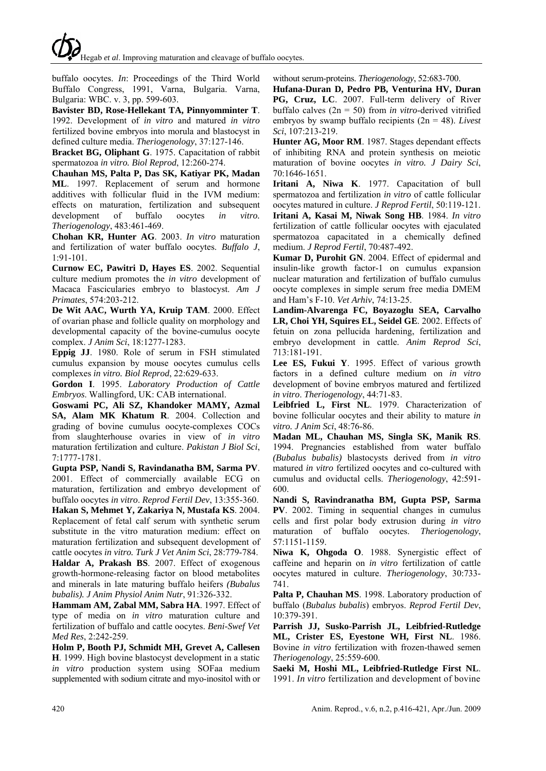buffalo oocytes. *In*: Proceedings of the Third World Buffalo Congress, 1991, Varna, Bulgaria. Varna, Bulgaria: WBC. v. 3, pp. 599-603.

**Bavister BD, Rose-Hellekant TA, Pinnyomminter T**. 1992. Development of *in vitro* and matured *in vitro* fertilized bovine embryos into morula and blastocyst in defined culture media. *Theriogenology*, 37:127-146.

**Bracket BG, Oliphant G**. 1975. Capacitation of rabbit spermatozoa *in vitro. Biol Reprod*, 12:260-274.

**Chauhan MS, Palta P, Das SK, Katiyar PK, Madan ML**. 1997. Replacement of serum and hormone additives with follicular fluid in the IVM medium: effects on maturation, fertilization and subsequent development of buffalo oocytes *in vitro. Theriogenology*, 483:461-469.

**Chohan KR, Hunter AG**. 2003. *In vitro* maturation and fertilization of water buffalo oocytes. *Buffalo J*, 1:91-101.

**Curnow EC, Pawitri D, Hayes ES**. 2002. Sequential culture medium promotes the *in vitro* development of Macaca Fascicularies embryo to blastocyst. *Am J Primates*, 574:203-212.

**De Wit AAC, Wurth YA, Kruip TAM**. 2000. Effect of ovarian phase and follicle quality on morphology and developmental capacity of the bovine-cumulus oocyte complex. *J Anim Sci*, 18:1277-1283.

**Eppig JJ**. 1980. Role of serum in FSH stimulated cumulus expansion by mouse oocytes cumulus cells complexes *in vitro. Biol Reprod*, 22:629-633.

**Gordon I**. 1995. *Laboratory Production of Cattle Embryos*. Wallingford, UK: CAB international.

**Goswami PC, Ali SZ, Khandoker MAMY, Azmal SA, Alam MK Khatum R**. 2004. Collection and grading of bovine cumulus oocyte-complexes COCs from slaughterhouse ovaries in view of *in vitro* maturation fertilization and culture. *Pakistan J Biol Sci*, 7:1777-1781.

**Gupta PSP, Nandi S, Ravindanatha BM, Sarma PV**. 2001. Effect of commercially available ECG on maturation, fertilization and embryo development of buffalo oocytes *in vitro*. *Reprod Fertil Dev*, 13:355-360.

**Hakan S, Mehmet Y, Zakariya N, Mustafa KS**. 2004. Replacement of fetal calf serum with synthetic serum substitute in the vitro maturation medium: effect on maturation fertilization and subsequent development of cattle oocytes *in vitro. Turk J Vet Anim Sci*, 28:779-784.

**Haldar A, Prakash BS**. 2007. Effect of exogenous growth-hormone-releasing factor on blood metabolites and minerals in late maturing buffalo heifers *(Bubalus bubalis). J Anim Physiol Anim Nutr*, 91:326-332.

**Hammam AM, Zabal MM, Sabra HA**. 1997. Effect of type of media on *in vitro* maturation culture and fertilization of buffalo and cattle oocytes. *Beni-Swef Vet Med Res*, 2:242-259.

**Holm P, Booth PJ, Schmidt MH, Grevet A, Callesen H**. 1999. High bovine blastocyst development in a static *in vitro* production system using SOFaa medium supplemented with sodium citrate and myo-inositol with or without serum-proteins. *Theriogenology*, 52:683-700.

**Hufana-Duran D, Pedro PB, Venturina HV, Duran PG, Cruz, LC**. 2007. Full-term delivery of River buffalo calves (2n = 50) from *in vitro*-derived vitrified embryos by swamp buffalo recipients (2n = 48). *Livest Sci*, 107:213-219.

**Hunter AG, Moor RM**. 1987. Stages dependant effects of inhibiting RNA and protein synthesis on meiotic maturation of bovine oocytes *in vitro. J Dairy Sci*, 70:1646-1651.

**Iritani A, Niwa K**. 1977. Capacitation of bull spermatozoa and fertilization *in vitro* of cattle follicular oocytes matured in culture. *J Reprod Fertil*, 50:119-121.

**Iritani A, Kasai M, Niwak Song HB**. 1984. *In vitro* fertilization of cattle follicular oocytes with ejaculated spermatozoa capacitated in a chemically defined medium. *J Reprod Fertil*, 70:487-492.

**Kumar D, Purohit GN**. 2004. Effect of epidermal and insulin-like growth factor-1 on cumulus expansion nuclear maturation and fertilization of buffalo cumulus oocyte complexes in simple serum free media DMEM and Ham's F-10. *Vet Arhiv*, 74:13-25.

**Landim-Alvarenga FC, Boyazoglu SEA, Carvalho LR, Choi YH, Squires EL, Seidel GE**. 2002. Effects of fetuin on zona pellucida hardening, fertilization and embryo development in cattle. *Anim Reprod Sci*, 713:181-191.

**Lee ES, Fukui Y**. 1995. Effect of various growth factors in a defined culture medium on *in vitro* development of bovine embryos matured and fertilized *in vitro*. *Theriogenology*, 44:71-83.

**Leibfried L, First NL**. 1979. Characterization of bovine follicular oocytes and their ability to mature *in vitro. J Anim Sci*, 48:76-86.

**Madan ML, Chauhan MS, Singla SK, Manik RS**. 1994. Pregnancies established from water buffalo *(Bubalus bubalis)* blastocysts derived from *in vitro* matured *in vitro* fertilized oocytes and co-cultured with cumulus and oviductal cells. *Theriogenology*, 42:591-600.

**Nandi S, Ravindranatha BM, Gupta PSP, Sarma PV**. 2002. Timing in sequential changes in cumulus cells and first polar body extrusion during *in vitro* maturation of buffalo oocytes. *Theriogenology*, 57:1151-1159.

**Niwa K, Ohgoda O**. 1988. Synergistic effect of caffeine and heparin on *in vitro* fertilization of cattle oocytes matured in culture. *Theriogenology*, 30:733-741.

**Palta P, Chauhan MS**. 1998. Laboratory production of buffalo (*Bubalus bubalis*) embryos. *Reprod Fertil Dev*, 10:379-391.

**Parrish JJ, Susko-Parrish JL, Leibfried-Rutledge ML, Crister ES, Eyestone WH, First NL**. 1986. Bovine *in vitro* fertilization with frozen-thawed semen *Theriogenology*, 25:559-600.

**Saeki M, Hoshi ML, Leibfried-Rutledge First NL**. 1991. *In vitro* fertilization and development of bovine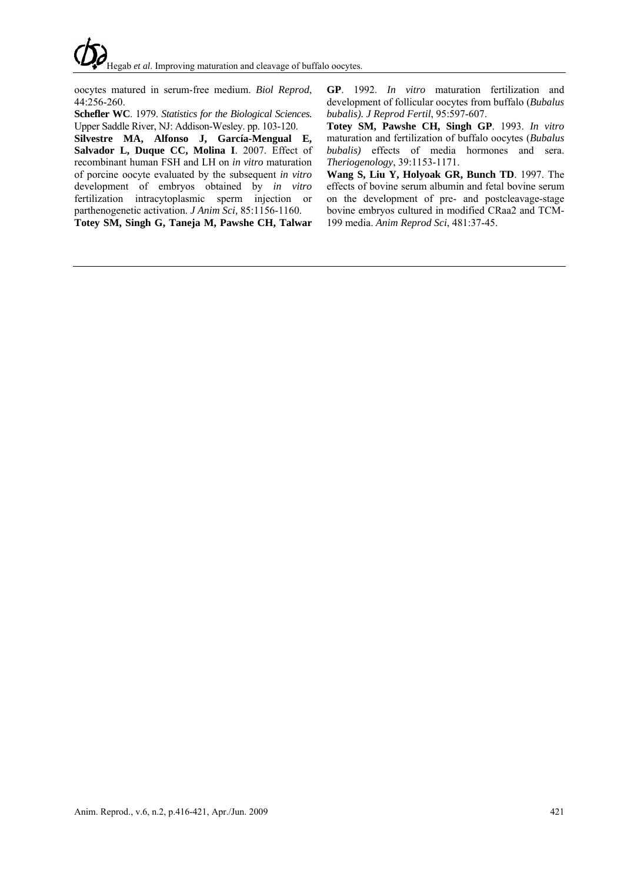oocytes matured in serum-free medium. *Biol Reprod*, 44:256-260.

**Schefler WC**. 1979. *Statistics for the Biological Sciences.* Upper Saddle River, NJ: Addison-Wesley. pp. 103-120.

**Silvestre MA, Alfonso J, García-Mengual E, Salvador L, Duque CC, Molina I**. 2007. Effect of recombinant human FSH and LH on *in vitro* maturation of porcine oocyte evaluated by the subsequent *in vitro* development of embryos obtained by *in vitro* fertilization intracytoplasmic sperm injection or parthenogenetic activation. *J Anim Sci*, 85:1156-1160.

**Totey SM, Singh G, Taneja M, Pawshe CH, Talwar GP**. 1992. *In vitro* maturation fertilization and development of follicular oocytes from buffalo (*Bubalus bubalis). J Reprod Fertil*, 95:597-607.

**Totey SM, Pawshe CH, Singh GP**. 1993. *In vitro* maturation and fertilization of buffalo oocytes (*Bubalus bubalis)* effects of media hormones and sera. *Theriogenology*, 39:1153-1171.

**Wang S, Liu Y, Holyoak GR, Bunch TD**. 1997. The effects of bovine serum albumin and fetal bovine serum on the development of pre- and postcleavage-stage bovine embryos cultured in modified CRaa2 and TCM-199 media. *Anim Reprod Sci*, 481:37-45.